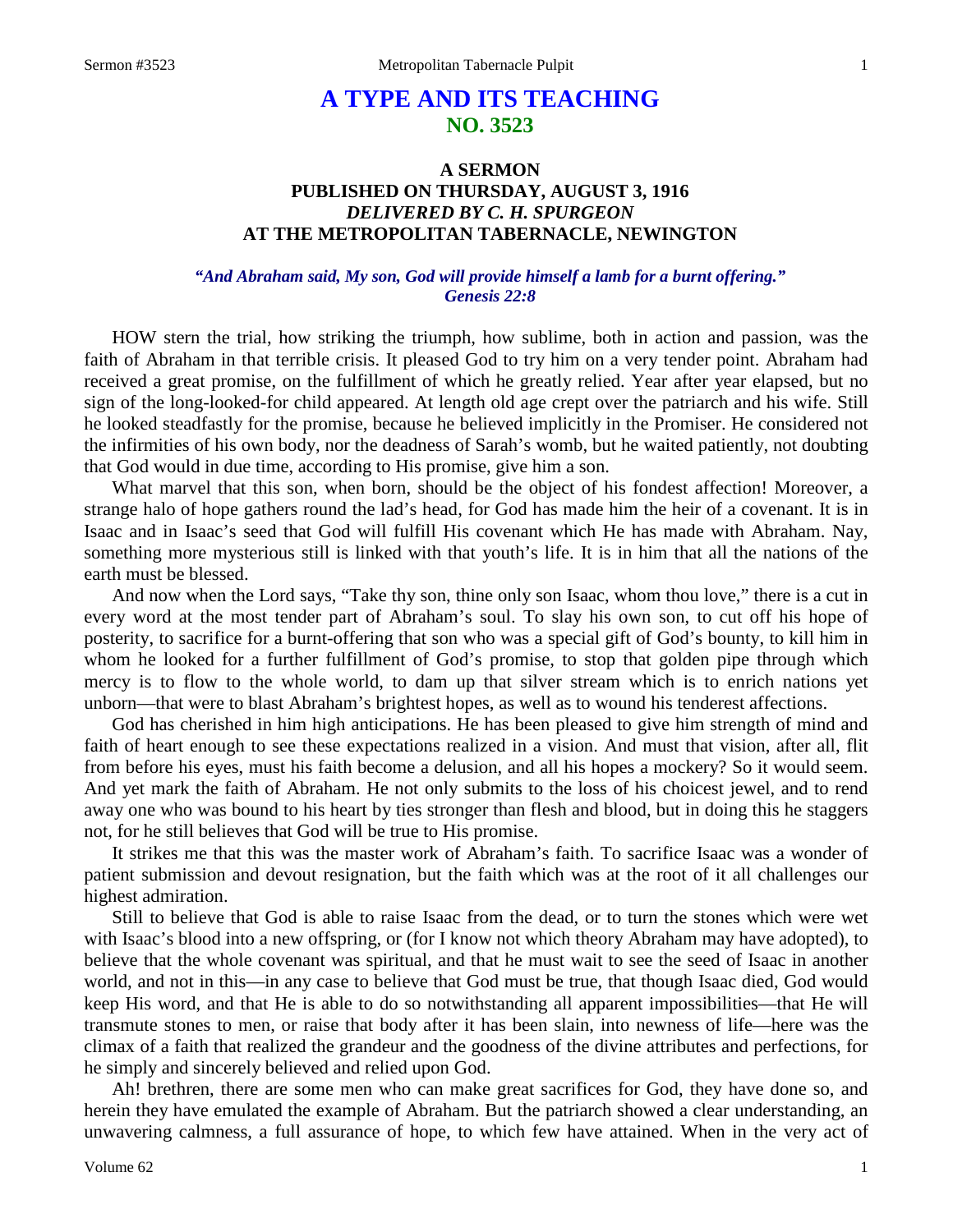# A TYPE AND ITS TEACHING
## NO. 3523

### A SERMON
### PUBLISHED ON THURSDAY, AUGUST 3, 1916
### *DELIVERED BY C. H. SPURGEON*
### AT THE METROPOLITAN TABERNACLE, NEWINGTON

***"And Abraham said, My son, God will provide himself a lamb for a burnt offering." Genesis 22:8***

HOW stern the trial, how striking the triumph, how sublime, both in action and passion, was the faith of Abraham in that terrible crisis. It pleased God to try him on a very tender point. Abraham had received a great promise, on the fulfillment of which he greatly relied. Year after year elapsed, but no sign of the long-looked-for child appeared. At length old age crept over the patriarch and his wife. Still he looked steadfastly for the promise, because he believed implicitly in the Promiser. He considered not the infirmities of his own body, nor the deadness of Sarah's womb, but he waited patiently, not doubting that God would in due time, according to His promise, give him a son.

What marvel that this son, when born, should be the object of his fondest affection! Moreover, a strange halo of hope gathers round the lad's head, for God has made him the heir of a covenant. It is in Isaac and in Isaac's seed that God will fulfill His covenant which He has made with Abraham. Nay, something more mysterious still is linked with that youth's life. It is in him that all the nations of the earth must be blessed.

And now when the Lord says, "Take thy son, thine only son Isaac, whom thou love," there is a cut in every word at the most tender part of Abraham's soul. To slay his own son, to cut off his hope of posterity, to sacrifice for a burnt-offering that son who was a special gift of God's bounty, to kill him in whom he looked for a further fulfillment of God's promise, to stop that golden pipe through which mercy is to flow to the whole world, to dam up that silver stream which is to enrich nations yet unborn—that were to blast Abraham's brightest hopes, as well as to wound his tenderest affections.

God has cherished in him high anticipations. He has been pleased to give him strength of mind and faith of heart enough to see these expectations realized in a vision. And must that vision, after all, flit from before his eyes, must his faith become a delusion, and all his hopes a mockery? So it would seem. And yet mark the faith of Abraham. He not only submits to the loss of his choicest jewel, and to rend away one who was bound to his heart by ties stronger than flesh and blood, but in doing this he staggers not, for he still believes that God will be true to His promise.

It strikes me that this was the master work of Abraham's faith. To sacrifice Isaac was a wonder of patient submission and devout resignation, but the faith which was at the root of it all challenges our highest admiration.

Still to believe that God is able to raise Isaac from the dead, or to turn the stones which were wet with Isaac's blood into a new offspring, or (for I know not which theory Abraham may have adopted), to believe that the whole covenant was spiritual, and that he must wait to see the seed of Isaac in another world, and not in this—in any case to believe that God must be true, that though Isaac died, God would keep His word, and that He is able to do so notwithstanding all apparent impossibilities—that He will transmute stones to men, or raise that body after it has been slain, into newness of life—here was the climax of a faith that realized the grandeur and the goodness of the divine attributes and perfections, for he simply and sincerely believed and relied upon God.

Ah! brethren, there are some men who can make great sacrifices for God, they have done so, and herein they have emulated the example of Abraham. But the patriarch showed a clear understanding, an unwavering calmness, a full assurance of hope, to which few have attained. When in the very act of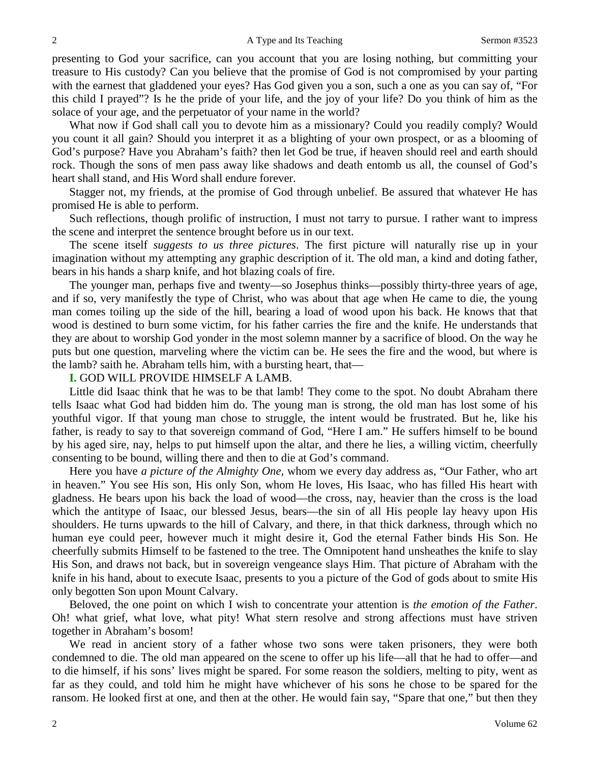presenting to God your sacrifice, can you account that you are losing nothing, but committing your treasure to His custody? Can you believe that the promise of God is not compromised by your parting with the earnest that gladdened your eyes? Has God given you a son, such a one as you can say of, "For this child I prayed"? Is he the pride of your life, and the joy of your life? Do you think of him as the solace of your age, and the perpetuator of your name in the world?

What now if God shall call you to devote him as a missionary? Could you readily comply? Would you count it all gain? Should you interpret it as a blighting of your own prospect, or as a blooming of God's purpose? Have you Abraham's faith? then let God be true, if heaven should reel and earth should rock. Though the sons of men pass away like shadows and death entomb us all, the counsel of God's heart shall stand, and His Word shall endure forever.

Stagger not, my friends, at the promise of God through unbelief. Be assured that whatever He has promised He is able to perform.

Such reflections, though prolific of instruction, I must not tarry to pursue. I rather want to impress the scene and interpret the sentence brought before us in our text.

The scene itself *suggests to us three pictures*. The first picture will naturally rise up in your imagination without my attempting any graphic description of it. The old man, a kind and doting father, bears in his hands a sharp knife, and hot blazing coals of fire.

The younger man, perhaps five and twenty—so Josephus thinks—possibly thirty-three years of age, and if so, very manifestly the type of Christ, who was about that age when He came to die, the young man comes toiling up the side of the hill, bearing a load of wood upon his back. He knows that that wood is destined to burn some victim, for his father carries the fire and the knife. He understands that they are about to worship God yonder in the most solemn manner by a sacrifice of blood. On the way he puts but one question, marveling where the victim can be. He sees the fire and the wood, but where is the lamb? saith he. Abraham tells him, with a bursting heart, that—

**I.** GOD WILL PROVIDE HIMSELF A LAMB.

Little did Isaac think that he was to be that lamb! They come to the spot. No doubt Abraham there tells Isaac what God had bidden him do. The young man is strong, the old man has lost some of his youthful vigor. If that young man chose to struggle, the intent would be frustrated. But he, like his father, is ready to say to that sovereign command of God, "Here I am." He suffers himself to be bound by his aged sire, nay, helps to put himself upon the altar, and there he lies, a willing victim, cheerfully consenting to be bound, willing there and then to die at God's command.

Here you have *a picture of the Almighty One,* whom we every day address as, "Our Father, who art in heaven." You see His son, His only Son, whom He loves, His Isaac, who has filled His heart with gladness. He bears upon his back the load of wood—the cross, nay, heavier than the cross is the load which the antitype of Isaac, our blessed Jesus, bears—the sin of all His people lay heavy upon His shoulders. He turns upwards to the hill of Calvary, and there, in that thick darkness, through which no human eye could peer, however much it might desire it, God the eternal Father binds His Son. He cheerfully submits Himself to be fastened to the tree. The Omnipotent hand unsheathes the knife to slay His Son, and draws not back, but in sovereign vengeance slays Him. That picture of Abraham with the knife in his hand, about to execute Isaac, presents to you a picture of the God of gods about to smite His only begotten Son upon Mount Calvary.

Beloved, the one point on which I wish to concentrate your attention is *the emotion of the Father*. Oh! what grief, what love, what pity! What stern resolve and strong affections must have striven together in Abraham's bosom!

We read in ancient story of a father whose two sons were taken prisoners, they were both condemned to die. The old man appeared on the scene to offer up his life—all that he had to offer—and to die himself, if his sons' lives might be spared. For some reason the soldiers, melting to pity, went as far as they could, and told him he might have whichever of his sons he chose to be spared for the ransom. He looked first at one, and then at the other. He would fain say, "Spare that one," but then they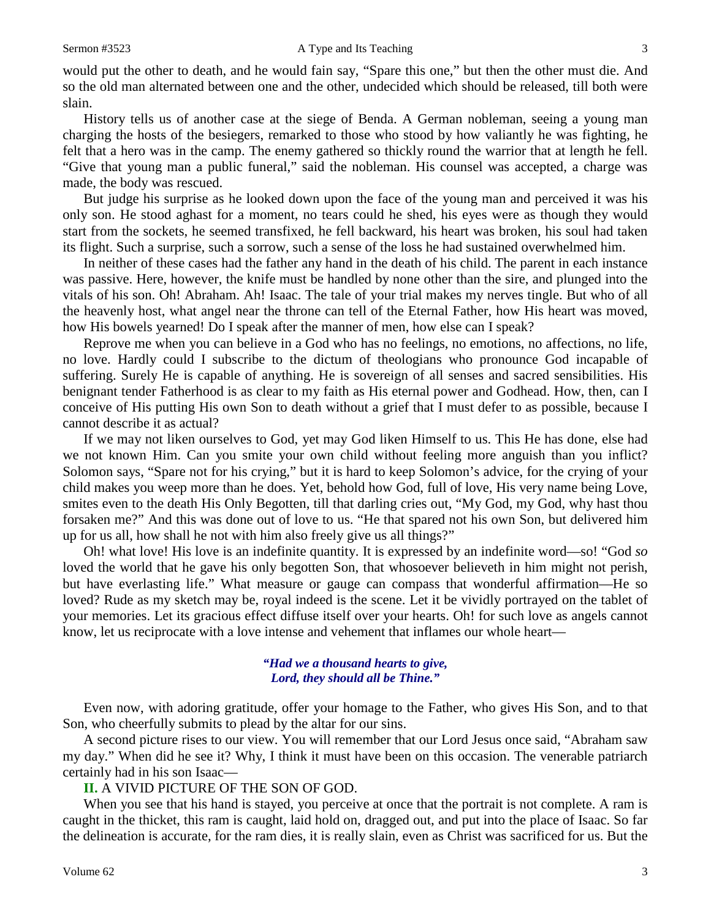would put the other to death, and he would fain say, "Spare this one," but then the other must die. And so the old man alternated between one and the other, undecided which should be released, till both were slain.

History tells us of another case at the siege of Benda. A German nobleman, seeing a young man charging the hosts of the besiegers, remarked to those who stood by how valiantly he was fighting, he felt that a hero was in the camp. The enemy gathered so thickly round the warrior that at length he fell. "Give that young man a public funeral," said the nobleman. His counsel was accepted, a charge was made, the body was rescued.

But judge his surprise as he looked down upon the face of the young man and perceived it was his only son. He stood aghast for a moment, no tears could he shed, his eyes were as though they would start from the sockets, he seemed transfixed, he fell backward, his heart was broken, his soul had taken its flight. Such a surprise, such a sorrow, such a sense of the loss he had sustained overwhelmed him.

In neither of these cases had the father any hand in the death of his child. The parent in each instance was passive. Here, however, the knife must be handled by none other than the sire, and plunged into the vitals of his son. Oh! Abraham. Ah! Isaac. The tale of your trial makes my nerves tingle. But who of all the heavenly host, what angel near the throne can tell of the Eternal Father, how His heart was moved, how His bowels yearned! Do I speak after the manner of men, how else can I speak?

Reprove me when you can believe in a God who has no feelings, no emotions, no affections, no life, no love. Hardly could I subscribe to the dictum of theologians who pronounce God incapable of suffering. Surely He is capable of anything. He is sovereign of all senses and sacred sensibilities. His benignant tender Fatherhood is as clear to my faith as His eternal power and Godhead. How, then, can I conceive of His putting His own Son to death without a grief that I must defer to as possible, because I cannot describe it as actual?

If we may not liken ourselves to God, yet may God liken Himself to us. This He has done, else had we not known Him. Can you smite your own child without feeling more anguish than you inflict? Solomon says, "Spare not for his crying," but it is hard to keep Solomon's advice, for the crying of your child makes you weep more than he does. Yet, behold how God, full of love, His very name being Love, smites even to the death His Only Begotten, till that darling cries out, "My God, my God, why hast thou forsaken me?" And this was done out of love to us. "He that spared not his own Son, but delivered him up for us all, how shall he not with him also freely give us all things?"

Oh! what love! His love is an indefinite quantity. It is expressed by an indefinite word—so! "God *so* loved the world that he gave his only begotten Son, that whosoever believeth in him might not perish, but have everlasting life." What measure or gauge can compass that wonderful affirmation—He so loved? Rude as my sketch may be, royal indeed is the scene. Let it be vividly portrayed on the tablet of your memories. Let its gracious effect diffuse itself over your hearts. Oh! for such love as angels cannot know, let us reciprocate with a love intense and vehement that inflames our whole heart—

> ***"Had we a thousand hearts to give,***
> ***Lord, they should all be Thine."***

Even now, with adoring gratitude, offer your homage to the Father, who gives His Son, and to that Son, who cheerfully submits to plead by the altar for our sins.

A second picture rises to our view. You will remember that our Lord Jesus once said, "Abraham saw my day." When did he see it? Why, I think it must have been on this occasion. The venerable patriarch certainly had in his son Isaac—

**II.** A VIVID PICTURE OF THE SON OF GOD.

When you see that his hand is stayed, you perceive at once that the portrait is not complete. A ram is caught in the thicket, this ram is caught, laid hold on, dragged out, and put into the place of Isaac. So far the delineation is accurate, for the ram dies, it is really slain, even as Christ was sacrificed for us. But the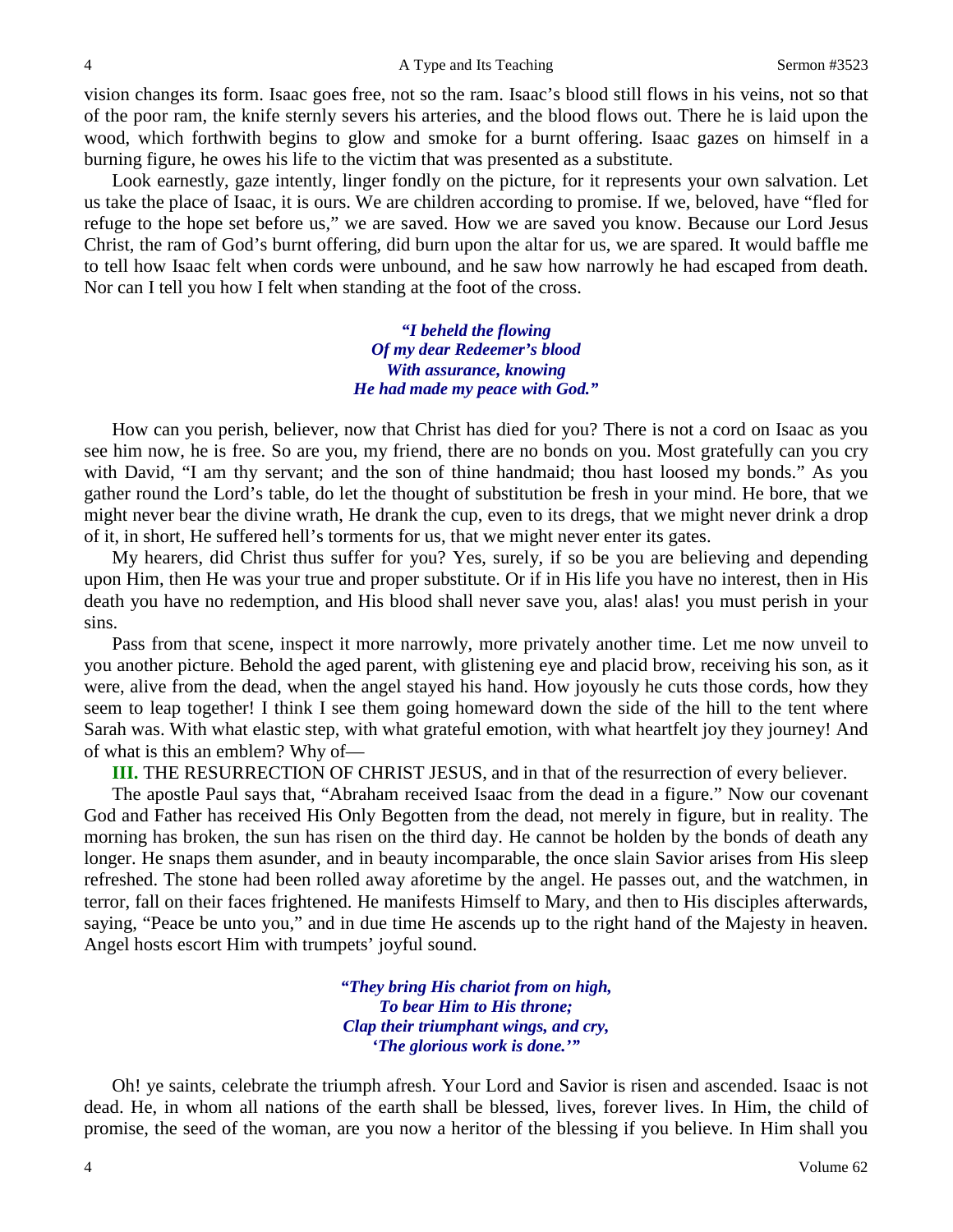vision changes its form. Isaac goes free, not so the ram. Isaac's blood still flows in his veins, not so that of the poor ram, the knife sternly severs his arteries, and the blood flows out. There he is laid upon the wood, which forthwith begins to glow and smoke for a burnt offering. Isaac gazes on himself in a burning figure, he owes his life to the victim that was presented as a substitute.

Look earnestly, gaze intently, linger fondly on the picture, for it represents your own salvation. Let us take the place of Isaac, it is ours. We are children according to promise. If we, beloved, have "fled for refuge to the hope set before us," we are saved. How we are saved you know. Because our Lord Jesus Christ, the ram of God's burnt offering, did burn upon the altar for us, we are spared. It would baffle me to tell how Isaac felt when cords were unbound, and he saw how narrowly he had escaped from death. Nor can I tell you how I felt when standing at the foot of the cross.

> ***"I beheld the flowing***
> ***Of my dear Redeemer's blood***
> ***With assurance, knowing***
> ***He had made my peace with God."***

How can you perish, believer, now that Christ has died for you? There is not a cord on Isaac as you see him now, he is free. So are you, my friend, there are no bonds on you. Most gratefully can you cry with David, "I am thy servant; and the son of thine handmaid; thou hast loosed my bonds." As you gather round the Lord's table, do let the thought of substitution be fresh in your mind. He bore, that we might never bear the divine wrath, He drank the cup, even to its dregs, that we might never drink a drop of it, in short, He suffered hell's torments for us, that we might never enter its gates.

My hearers, did Christ thus suffer for you? Yes, surely, if so be you are believing and depending upon Him, then He was your true and proper substitute. Or if in His life you have no interest, then in His death you have no redemption, and His blood shall never save you, alas! alas! you must perish in your sins.

Pass from that scene, inspect it more narrowly, more privately another time. Let me now unveil to you another picture. Behold the aged parent, with glistening eye and placid brow, receiving his son, as it were, alive from the dead, when the angel stayed his hand. How joyously he cuts those cords, how they seem to leap together! I think I see them going homeward down the side of the hill to the tent where Sarah was. With what elastic step, with what grateful emotion, with what heartfelt joy they journey! And of what is this an emblem? Why of—

**III.** THE RESURRECTION OF CHRIST JESUS, and in that of the resurrection of every believer.

The apostle Paul says that, "Abraham received Isaac from the dead in a figure." Now our covenant God and Father has received His Only Begotten from the dead, not merely in figure, but in reality. The morning has broken, the sun has risen on the third day. He cannot be holden by the bonds of death any longer. He snaps them asunder, and in beauty incomparable, the once slain Savior arises from His sleep refreshed. The stone had been rolled away aforetime by the angel. He passes out, and the watchmen, in terror, fall on their faces frightened. He manifests Himself to Mary, and then to His disciples afterwards, saying, "Peace be unto you," and in due time He ascends up to the right hand of the Majesty in heaven. Angel hosts escort Him with trumpets' joyful sound.

> ***"They bring His chariot from on high,***
> ***To bear Him to His throne;***
> ***Clap their triumphant wings, and cry,***
> ***'The glorious work is done.'"***

Oh! ye saints, celebrate the triumph afresh. Your Lord and Savior is risen and ascended. Isaac is not dead. He, in whom all nations of the earth shall be blessed, lives, forever lives. In Him, the child of promise, the seed of the woman, are you now a heritor of the blessing if you believe. In Him shall you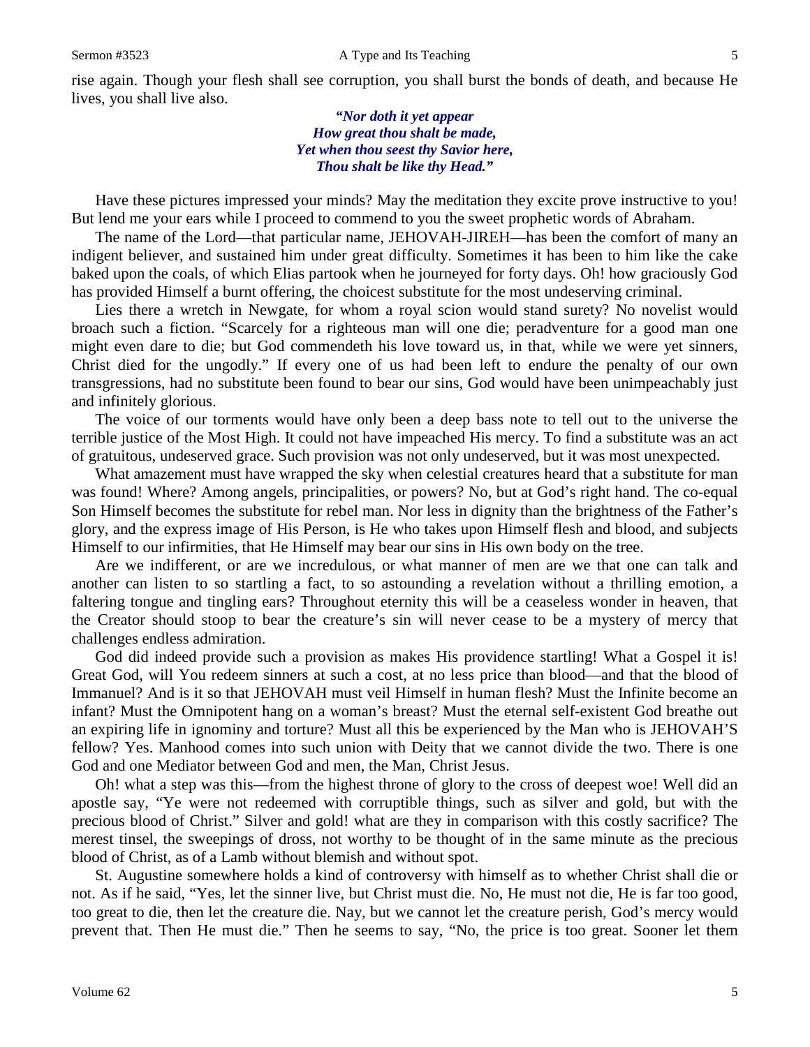rise again. Though your flesh shall see corruption, you shall burst the bonds of death, and because He lives, you shall live also.

> ***"Nor doth it yet appear***
> ***How great thou shalt be made,***
> ***Yet when thou seest thy Savior here,***
> ***Thou shalt be like thy Head."***

Have these pictures impressed your minds? May the meditation they excite prove instructive to you! But lend me your ears while I proceed to commend to you the sweet prophetic words of Abraham.

The name of the Lord—that particular name, JEHOVAH-JIREH—has been the comfort of many an indigent believer, and sustained him under great difficulty. Sometimes it has been to him like the cake baked upon the coals, of which Elias partook when he journeyed for forty days. Oh! how graciously God has provided Himself a burnt offering, the choicest substitute for the most undeserving criminal.

Lies there a wretch in Newgate, for whom a royal scion would stand surety? No novelist would broach such a fiction. "Scarcely for a righteous man will one die; peradventure for a good man one might even dare to die; but God commendeth his love toward us, in that, while we were yet sinners, Christ died for the ungodly." If every one of us had been left to endure the penalty of our own transgressions, had no substitute been found to bear our sins, God would have been unimpeachably just and infinitely glorious.

The voice of our torments would have only been a deep bass note to tell out to the universe the terrible justice of the Most High. It could not have impeached His mercy. To find a substitute was an act of gratuitous, undeserved grace. Such provision was not only undeserved, but it was most unexpected.

What amazement must have wrapped the sky when celestial creatures heard that a substitute for man was found! Where? Among angels, principalities, or powers? No, but at God's right hand. The co-equal Son Himself becomes the substitute for rebel man. Nor less in dignity than the brightness of the Father's glory, and the express image of His Person, is He who takes upon Himself flesh and blood, and subjects Himself to our infirmities, that He Himself may bear our sins in His own body on the tree.

Are we indifferent, or are we incredulous, or what manner of men are we that one can talk and another can listen to so startling a fact, to so astounding a revelation without a thrilling emotion, a faltering tongue and tingling ears? Throughout eternity this will be a ceaseless wonder in heaven, that the Creator should stoop to bear the creature's sin will never cease to be a mystery of mercy that challenges endless admiration.

God did indeed provide such a provision as makes His providence startling! What a Gospel it is! Great God, will You redeem sinners at such a cost, at no less price than blood—and that the blood of Immanuel? And is it so that JEHOVAH must veil Himself in human flesh? Must the Infinite become an infant? Must the Omnipotent hang on a woman's breast? Must the eternal self-existent God breathe out an expiring life in ignominy and torture? Must all this be experienced by the Man who is JEHOVAH'S fellow? Yes. Manhood comes into such union with Deity that we cannot divide the two. There is one God and one Mediator between God and men, the Man, Christ Jesus.

Oh! what a step was this—from the highest throne of glory to the cross of deepest woe! Well did an apostle say, "Ye were not redeemed with corruptible things, such as silver and gold, but with the precious blood of Christ." Silver and gold! what are they in comparison with this costly sacrifice? The merest tinsel, the sweepings of dross, not worthy to be thought of in the same minute as the precious blood of Christ, as of a Lamb without blemish and without spot.

St. Augustine somewhere holds a kind of controversy with himself as to whether Christ shall die or not. As if he said, "Yes, let the sinner live, but Christ must die. No, He must not die, He is far too good, too great to die, then let the creature die. Nay, but we cannot let the creature perish, God's mercy would prevent that. Then He must die." Then he seems to say, "No, the price is too great. Sooner let them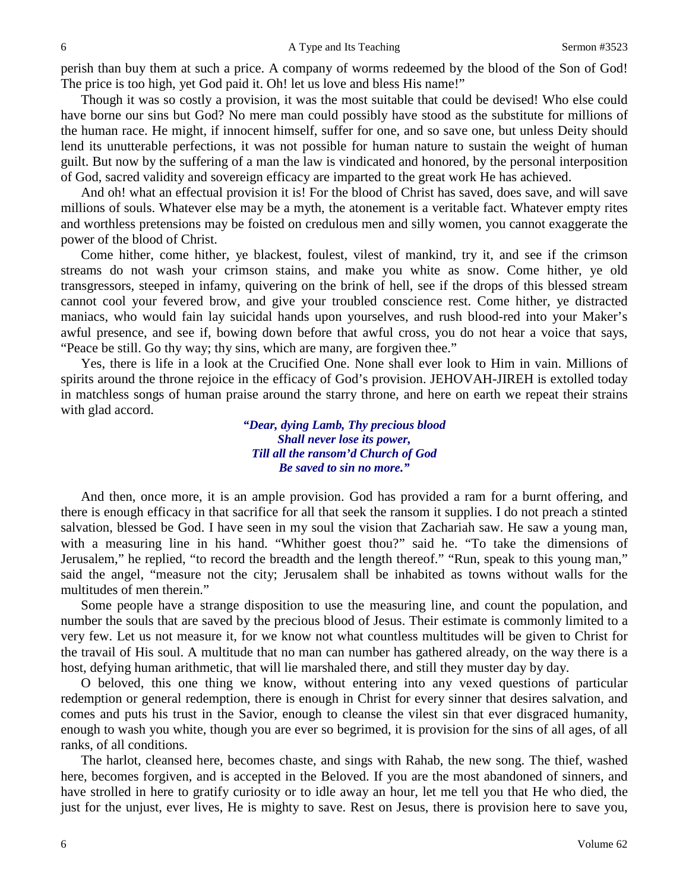perish than buy them at such a price. A company of worms redeemed by the blood of the Son of God! The price is too high, yet God paid it. Oh! let us love and bless His name!"

Though it was so costly a provision, it was the most suitable that could be devised! Who else could have borne our sins but God? No mere man could possibly have stood as the substitute for millions of the human race. He might, if innocent himself, suffer for one, and so save one, but unless Deity should lend its unutterable perfections, it was not possible for human nature to sustain the weight of human guilt. But now by the suffering of a man the law is vindicated and honored, by the personal interposition of God, sacred validity and sovereign efficacy are imparted to the great work He has achieved.

And oh! what an effectual provision it is! For the blood of Christ has saved, does save, and will save millions of souls. Whatever else may be a myth, the atonement is a veritable fact. Whatever empty rites and worthless pretensions may be foisted on credulous men and silly women, you cannot exaggerate the power of the blood of Christ.

Come hither, come hither, ye blackest, foulest, vilest of mankind, try it, and see if the crimson streams do not wash your crimson stains, and make you white as snow. Come hither, ye old transgressors, steeped in infamy, quivering on the brink of hell, see if the drops of this blessed stream cannot cool your fevered brow, and give your troubled conscience rest. Come hither, ye distracted maniacs, who would fain lay suicidal hands upon yourselves, and rush blood-red into your Maker's awful presence, and see if, bowing down before that awful cross, you do not hear a voice that says, "Peace be still. Go thy way; thy sins, which are many, are forgiven thee."

Yes, there is life in a look at the Crucified One. None shall ever look to Him in vain. Millions of spirits around the throne rejoice in the efficacy of God's provision. JEHOVAH-JIREH is extolled today in matchless songs of human praise around the starry throne, and here on earth we repeat their strains with glad accord.

> ***"Dear, dying Lamb, Thy precious blood***
> ***Shall never lose its power,***
> ***Till all the ransom'd Church of God***
> ***Be saved to sin no more."***

And then, once more, it is an ample provision. God has provided a ram for a burnt offering, and there is enough efficacy in that sacrifice for all that seek the ransom it supplies. I do not preach a stinted salvation, blessed be God. I have seen in my soul the vision that Zachariah saw. He saw a young man, with a measuring line in his hand. "Whither goest thou?" said he. "To take the dimensions of Jerusalem," he replied, "to record the breadth and the length thereof." "Run, speak to this young man," said the angel, "measure not the city; Jerusalem shall be inhabited as towns without walls for the multitudes of men therein."

Some people have a strange disposition to use the measuring line, and count the population, and number the souls that are saved by the precious blood of Jesus. Their estimate is commonly limited to a very few. Let us not measure it, for we know not what countless multitudes will be given to Christ for the travail of His soul. A multitude that no man can number has gathered already, on the way there is a host, defying human arithmetic, that will lie marshaled there, and still they muster day by day.

O beloved, this one thing we know, without entering into any vexed questions of particular redemption or general redemption, there is enough in Christ for every sinner that desires salvation, and comes and puts his trust in the Savior, enough to cleanse the vilest sin that ever disgraced humanity, enough to wash you white, though you are ever so begrimed, it is provision for the sins of all ages, of all ranks, of all conditions.

The harlot, cleansed here, becomes chaste, and sings with Rahab, the new song. The thief, washed here, becomes forgiven, and is accepted in the Beloved. If you are the most abandoned of sinners, and have strolled in here to gratify curiosity or to idle away an hour, let me tell you that He who died, the just for the unjust, ever lives, He is mighty to save. Rest on Jesus, there is provision here to save you,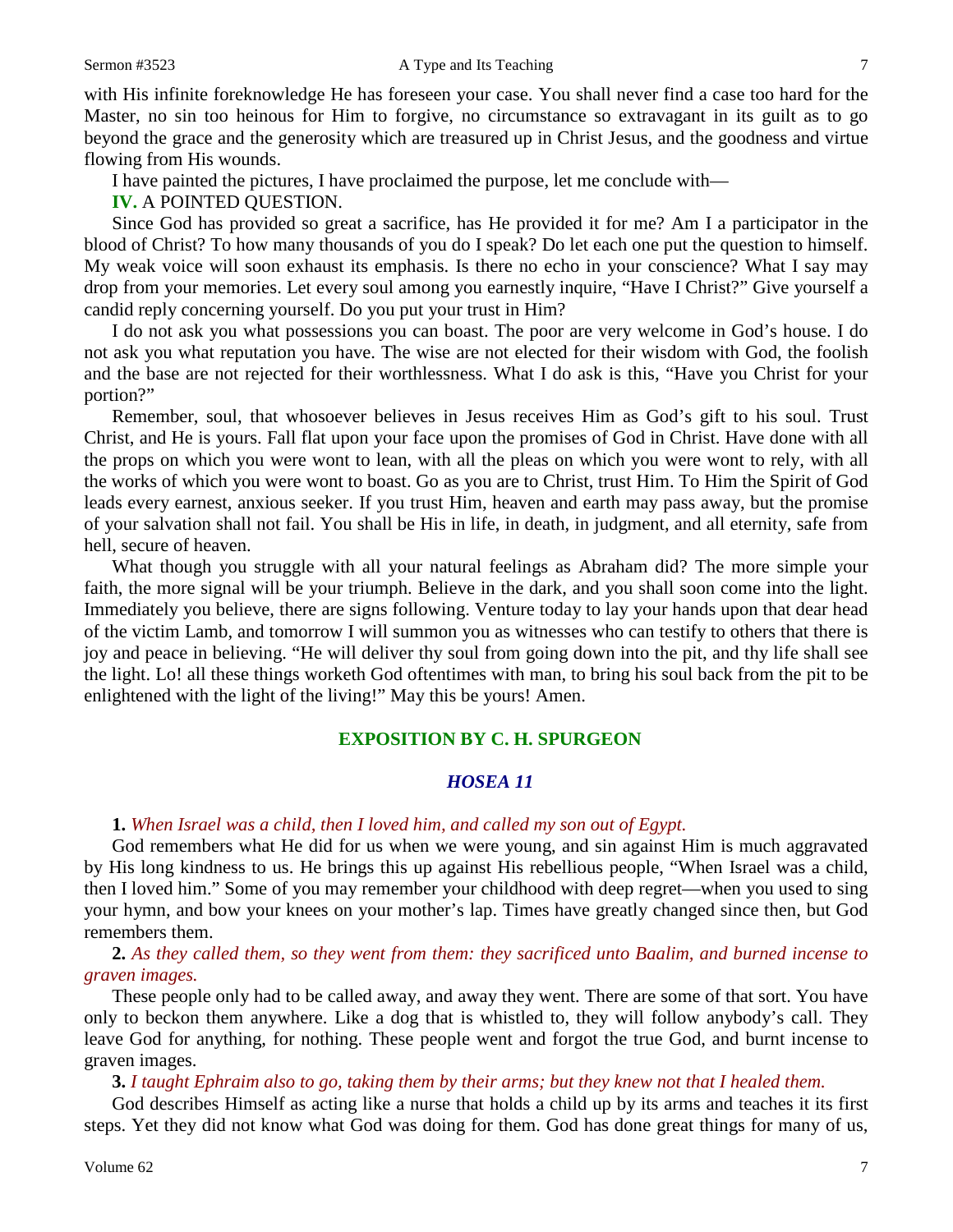with His infinite foreknowledge He has foreseen your case. You shall never find a case too hard for the Master, no sin too heinous for Him to forgive, no circumstance so extravagant in its guilt as to go beyond the grace and the generosity which are treasured up in Christ Jesus, and the goodness and virtue flowing from His wounds.

I have painted the pictures, I have proclaimed the purpose, let me conclude with—

**IV.** A POINTED QUESTION.

Since God has provided so great a sacrifice, has He provided it for me? Am I a participator in the blood of Christ? To how many thousands of you do I speak? Do let each one put the question to himself. My weak voice will soon exhaust its emphasis. Is there no echo in your conscience? What I say may drop from your memories. Let every soul among you earnestly inquire, "Have I Christ?" Give yourself a candid reply concerning yourself. Do you put your trust in Him?

I do not ask you what possessions you can boast. The poor are very welcome in God's house. I do not ask you what reputation you have. The wise are not elected for their wisdom with God, the foolish and the base are not rejected for their worthlessness. What I do ask is this, "Have you Christ for your portion?"

Remember, soul, that whosoever believes in Jesus receives Him as God's gift to his soul. Trust Christ, and He is yours. Fall flat upon your face upon the promises of God in Christ. Have done with all the props on which you were wont to lean, with all the pleas on which you were wont to rely, with all the works of which you were wont to boast. Go as you are to Christ, trust Him. To Him the Spirit of God leads every earnest, anxious seeker. If you trust Him, heaven and earth may pass away, but the promise of your salvation shall not fail. You shall be His in life, in death, in judgment, and all eternity, safe from hell, secure of heaven.

What though you struggle with all your natural feelings as Abraham did? The more simple your faith, the more signal will be your triumph. Believe in the dark, and you shall soon come into the light. Immediately you believe, there are signs following. Venture today to lay your hands upon that dear head of the victim Lamb, and tomorrow I will summon you as witnesses who can testify to others that there is joy and peace in believing. "He will deliver thy soul from going down into the pit, and thy life shall see the light. Lo! all these things worketh God oftentimes with man, to bring his soul back from the pit to be enlightened with the light of the living!" May this be yours! Amen.

## EXPOSITION BY C. H. SPURGEON

### *HOSEA 11*

**1.** *When Israel was a child, then I loved him, and called my son out of Egypt.*

God remembers what He did for us when we were young, and sin against Him is much aggravated by His long kindness to us. He brings this up against His rebellious people, "When Israel was a child, then I loved him." Some of you may remember your childhood with deep regret—when you used to sing your hymn, and bow your knees on your mother's lap. Times have greatly changed since then, but God remembers them.

**2.** *As they called them, so they went from them: they sacrificed unto Baalim, and burned incense to graven images.*

These people only had to be called away, and away they went. There are some of that sort. You have only to beckon them anywhere. Like a dog that is whistled to, they will follow anybody's call. They leave God for anything, for nothing. These people went and forgot the true God, and burnt incense to graven images.

**3.** *I taught Ephraim also to go, taking them by their arms; but they knew not that I healed them.*

God describes Himself as acting like a nurse that holds a child up by its arms and teaches it its first steps. Yet they did not know what God was doing for them. God has done great things for many of us,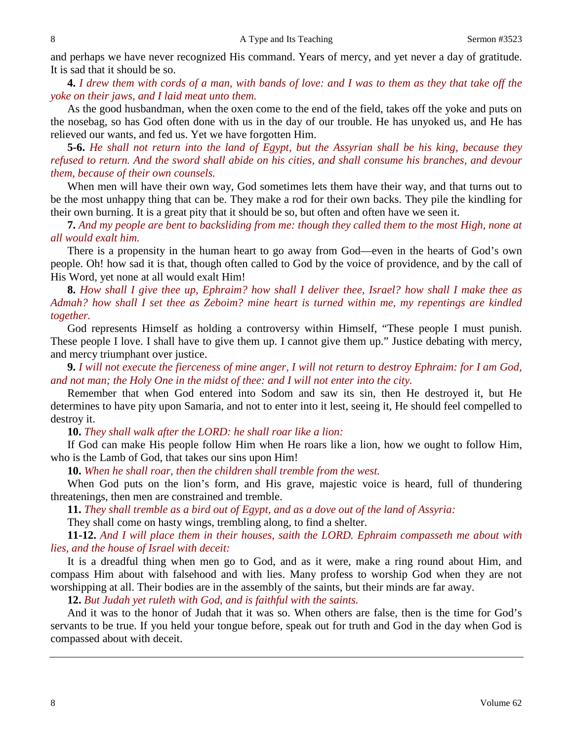and perhaps we have never recognized His command. Years of mercy, and yet never a day of gratitude. It is sad that it should be so.

**4.** *I drew them with cords of a man, with bands of love: and I was to them as they that take off the yoke on their jaws, and I laid meat unto them.*

As the good husbandman, when the oxen come to the end of the field, takes off the yoke and puts on the nosebag, so has God often done with us in the day of our trouble. He has unyoked us, and He has relieved our wants, and fed us. Yet we have forgotten Him.

**5-6.** *He shall not return into the land of Egypt, but the Assyrian shall be his king, because they refused to return. And the sword shall abide on his cities, and shall consume his branches, and devour them, because of their own counsels.*

When men will have their own way, God sometimes lets them have their way, and that turns out to be the most unhappy thing that can be. They make a rod for their own backs. They pile the kindling for their own burning. It is a great pity that it should be so, but often and often have we seen it.

**7.** *And my people are bent to backsliding from me: though they called them to the most High, none at all would exalt him.*

There is a propensity in the human heart to go away from God—even in the hearts of God's own people. Oh! how sad it is that, though often called to God by the voice of providence, and by the call of His Word, yet none at all would exalt Him!

**8.** *How shall I give thee up, Ephraim? how shall I deliver thee, Israel? how shall I make thee as Admah? how shall I set thee as Zeboim? mine heart is turned within me, my repentings are kindled together.*

God represents Himself as holding a controversy within Himself, "These people I must punish. These people I love. I shall have to give them up. I cannot give them up." Justice debating with mercy, and mercy triumphant over justice.

**9.** *I will not execute the fierceness of mine anger, I will not return to destroy Ephraim: for I am God, and not man; the Holy One in the midst of thee: and I will not enter into the city.*

Remember that when God entered into Sodom and saw its sin, then He destroyed it, but He determines to have pity upon Samaria, and not to enter into it lest, seeing it, He should feel compelled to destroy it.

**10.** *They shall walk after the LORD: he shall roar like a lion:*

If God can make His people follow Him when He roars like a lion, how we ought to follow Him, who is the Lamb of God, that takes our sins upon Him!

**10.** *When he shall roar, then the children shall tremble from the west.*

When God puts on the lion's form, and His grave, majestic voice is heard, full of thundering threatenings, then men are constrained and tremble.

**11.** *They shall tremble as a bird out of Egypt, and as a dove out of the land of Assyria:*

They shall come on hasty wings, trembling along, to find a shelter.

**11-12.** *And I will place them in their houses, saith the LORD. Ephraim compasseth me about with lies, and the house of Israel with deceit:*

It is a dreadful thing when men go to God, and as it were, make a ring round about Him, and compass Him about with falsehood and with lies. Many profess to worship God when they are not worshipping at all. Their bodies are in the assembly of the saints, but their minds are far away.

**12.** *But Judah yet ruleth with God, and is faithful with the saints.*

And it was to the honor of Judah that it was so. When others are false, then is the time for God's servants to be true. If you held your tongue before, speak out for truth and God in the day when God is compassed about with deceit.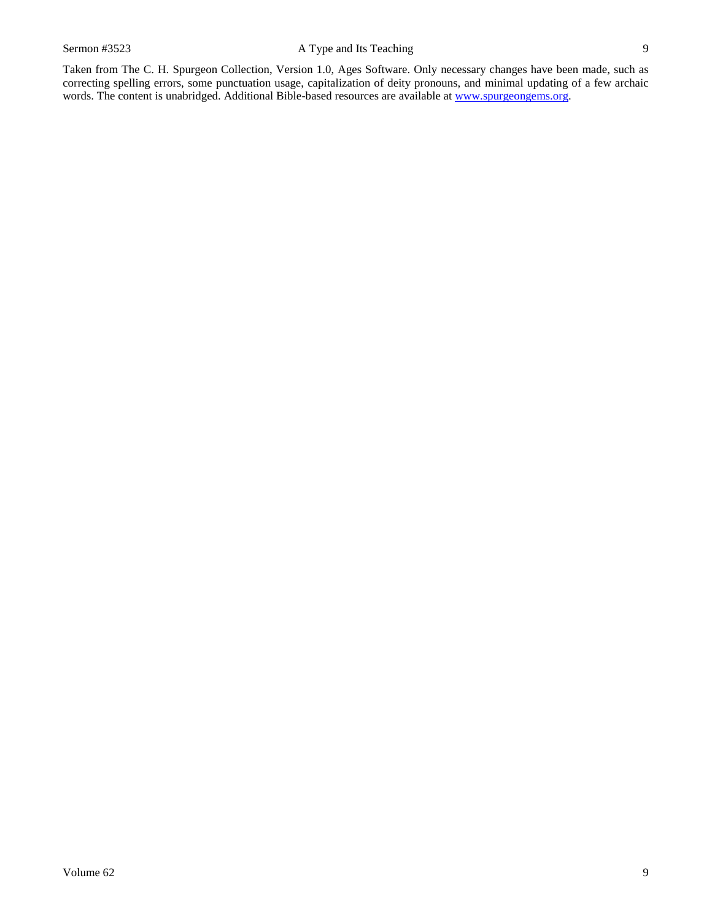Taken from The C. H. Spurgeon Collection, Version 1.0, Ages Software. Only necessary changes have been made, such as correcting spelling errors, some punctuation usage, capitalization of deity pronouns, and minimal updating of a few archaic words. The content is unabridged. Additional Bible-based resources are available at [www.spurgeongems.org](http://www.spurgeongems.org).